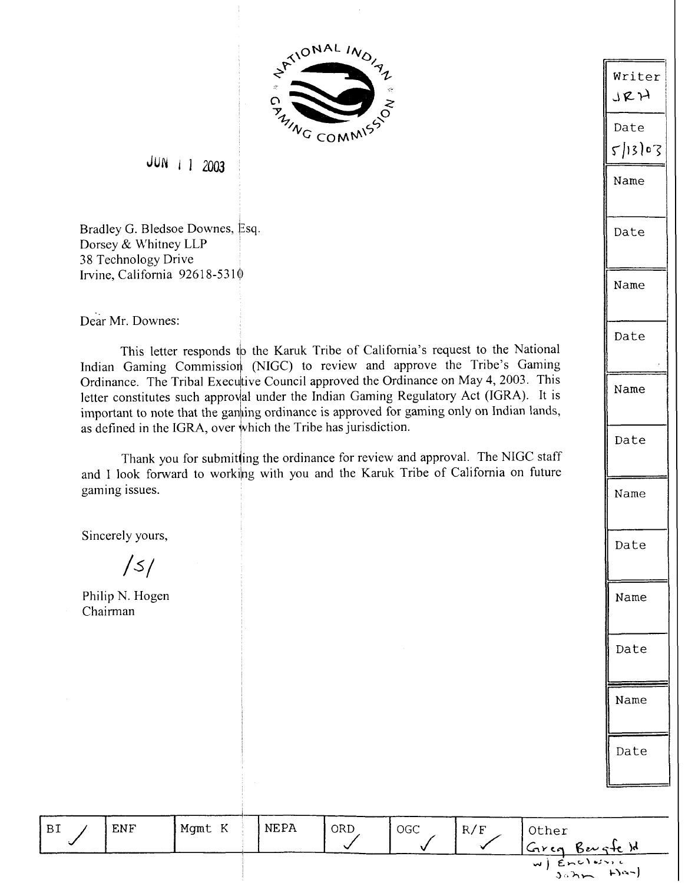NATIONAL INDIAN GAMING COMMISSION

JUN 11 2003

Bradley G. Bledsoe Downes, Esq.
Dorsey & Whitney LLP
38 Technology Drive
Irvine, California 92618-5310

Dear Mr. Downes:

This letter responds to the Karuk Tribe of California's request to the National Indian Gaming Commission (NIGC) to review and approve the Tribe's Gaming Ordinance. The Tribal Executive Council approved the Ordinance on May 4, 2003. This letter constitutes such approval under the Indian Gaming Regulatory Act (IGRA). It is important to note that the gaming ordinance is approved for gaming only on Indian lands, as defined in the IGRA, over which the Tribe has jurisdiction.

Thank you for submitting the ordinance for review and approval. The NIGC staff and I look forward to working with you and the Karuk Tribe of California on future gaming issues.

Sincerely yours,

/s/

Philip N. Hogen
Chairman

| Writer | JRH |
|---|---|
| Date | 5/13/03 |
| Name | |
| Date | |
| Name | |
| Date | |
| Name | |
| Date | |
| Name | |
| Date | |
| Name | |
| Date | |
| Name | |
| Date | |

| BI | ENF | Mgmt K | NEPA | ORD | OGC | R/F | Other |
|---|---|---|---|---|---|---|---|
| ✓ | | | | ✓ | ✓ | ✓ | Greg Bergfeld w/ Enclosure John Hay |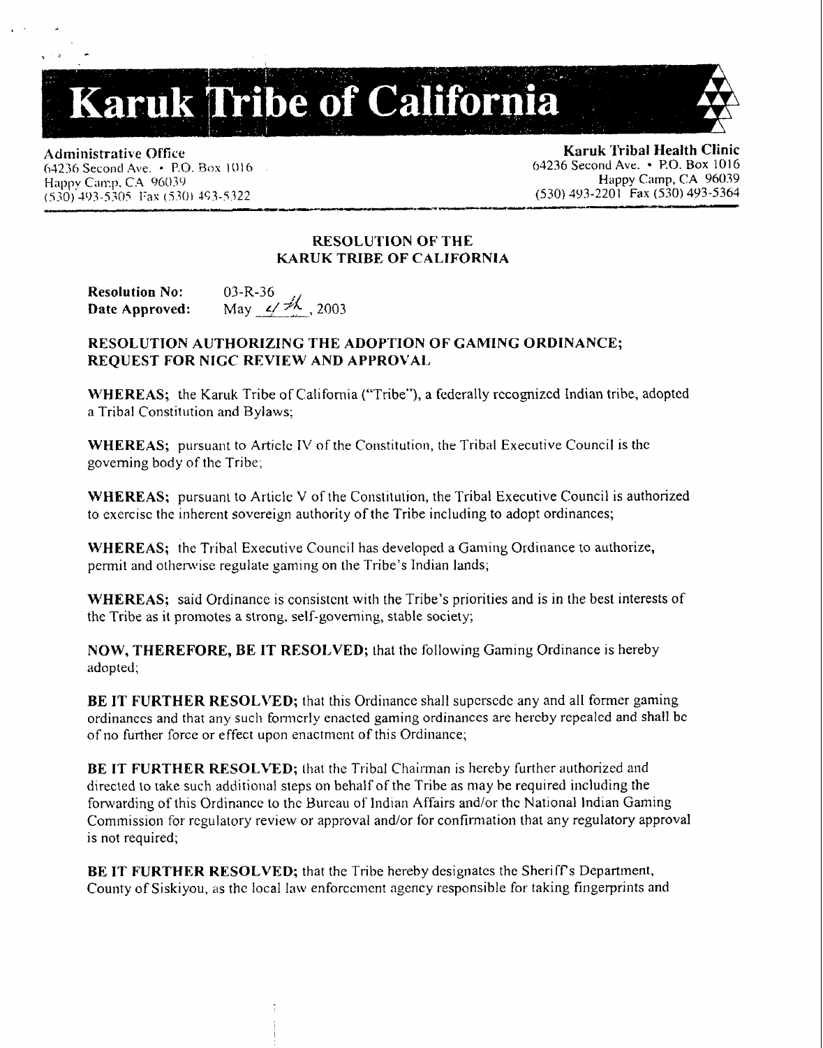# Karuk Tribe of California

**Administrative Office**
64236 Second Ave. • P.O. Box 1016
Happy Camp, CA 96039
(530) 493-5305 Fax (530) 493-5322

**Karuk Tribal Health Clinic**
64236 Second Ave. • P.O. Box 1016
Happy Camp, CA 96039
(530) 493-2201 Fax (530) 493-5364

## RESOLUTION OF THE KARUK TRIBE OF CALIFORNIA

**Resolution No:** 03-R-36
**Date Approved:** May 4th, 2003

### RESOLUTION AUTHORIZING THE ADOPTION OF GAMING ORDINANCE; REQUEST FOR NIGC REVIEW AND APPROVAL

**WHEREAS;** the Karuk Tribe of California ("Tribe"), a federally recognized Indian tribe, adopted a Tribal Constitution and Bylaws;

**WHEREAS;** pursuant to Article IV of the Constitution, the Tribal Executive Council is the governing body of the Tribe;

**WHEREAS;** pursuant to Article V of the Constitution, the Tribal Executive Council is authorized to exercise the inherent sovereign authority of the Tribe including to adopt ordinances;

**WHEREAS;** the Tribal Executive Council has developed a Gaming Ordinance to authorize, permit and otherwise regulate gaming on the Tribe's Indian lands;

**WHEREAS;** said Ordinance is consistent with the Tribe's priorities and is in the best interests of the Tribe as it promotes a strong, self-governing, stable society;

**NOW, THEREFORE, BE IT RESOLVED;** that the following Gaming Ordinance is hereby adopted;

**BE IT FURTHER RESOLVED;** that this Ordinance shall supersede any and all former gaming ordinances and that any such formerly enacted gaming ordinances are hereby repealed and shall be of no further force or effect upon enactment of this Ordinance;

**BE IT FURTHER RESOLVED;** that the Tribal Chairman is hereby further authorized and directed to take such additional steps on behalf of the Tribe as may be required including the forwarding of this Ordinance to the Bureau of Indian Affairs and/or the National Indian Gaming Commission for regulatory review or approval and/or for confirmation that any regulatory approval is not required;

**BE IT FURTHER RESOLVED;** that the Tribe hereby designates the Sheriff's Department, County of Siskiyou, as the local law enforcement agency responsible for taking fingerprints and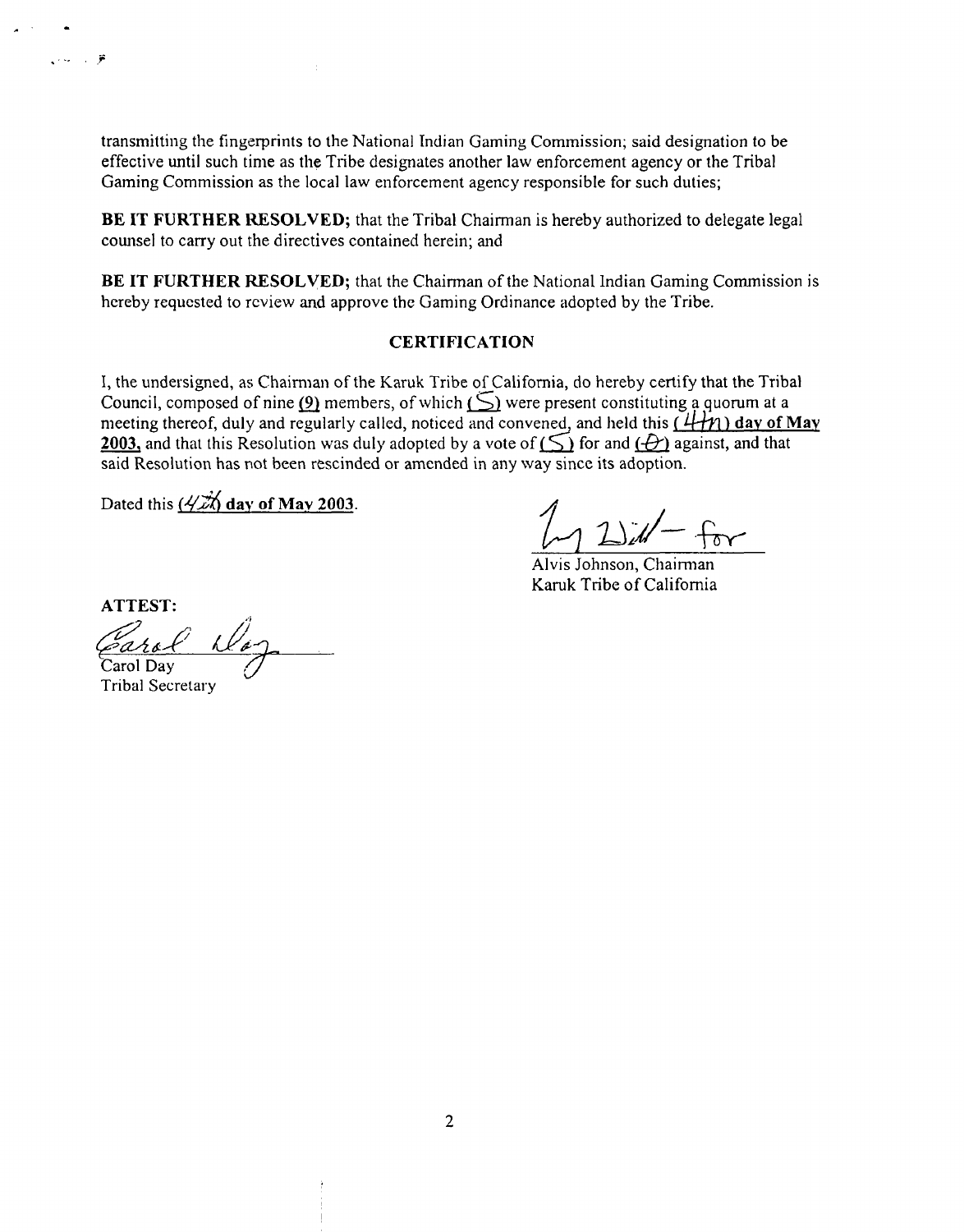transmitting the fingerprints to the National Indian Gaming Commission; said designation to be effective until such time as the Tribe designates another law enforcement agency or the Tribal Gaming Commission as the local law enforcement agency responsible for such duties;

**BE IT FURTHER RESOLVED;** that the Tribal Chairman is hereby authorized to delegate legal counsel to carry out the directives contained herein; and

**BE IT FURTHER RESOLVED;** that the Chairman of the National Indian Gaming Commission is hereby requested to review and approve the Gaming Ordinance adopted by the Tribe.

## CERTIFICATION

I, the undersigned, as Chairman of the Karuk Tribe of California, do hereby certify that the Tribal Council, composed of nine **(9)** members, of which **(5)** were present constituting a quorum at a meeting thereof, duly and regularly called, noticed and convened, and held this **(4th) day of May 2003,** and that this Resolution was duly adopted by a vote of **(5)** for and **(0)** against, and that said Resolution has not been rescinded or amended in any way since its adoption.

Dated this **(4th) day of May 2003**.

Alvis Johnson, Chairman
Karuk Tribe of California

**ATTEST:**

Carol Day
Tribal Secretary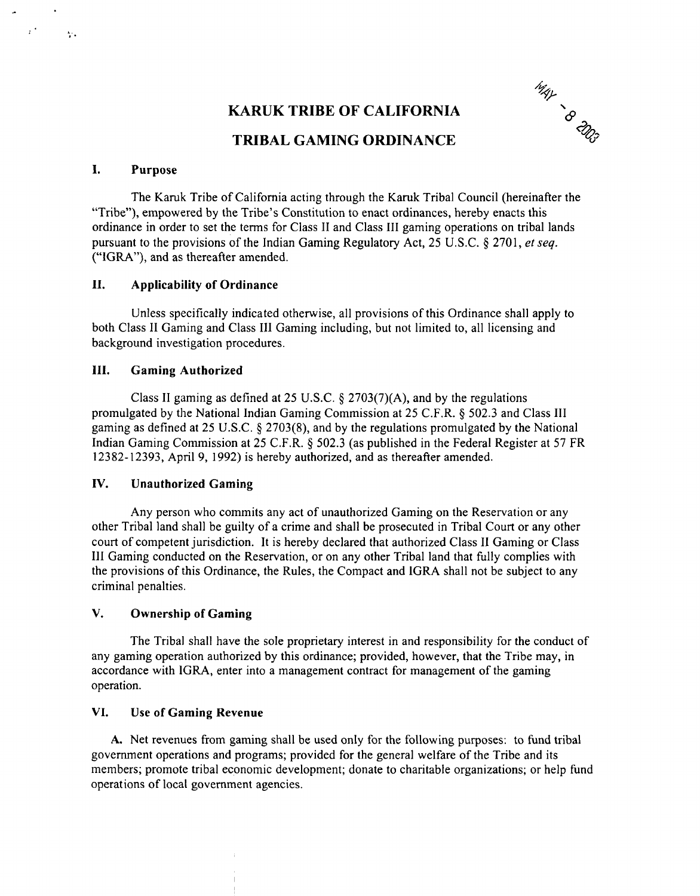# KARUK TRIBE OF CALIFORNIA

# TRIBAL GAMING ORDINANCE

MAY - 8 2003

## I. Purpose

The Karuk Tribe of California acting through the Karuk Tribal Council (hereinafter the "Tribe"), empowered by the Tribe's Constitution to enact ordinances, hereby enacts this ordinance in order to set the terms for Class II and Class III gaming operations on tribal lands pursuant to the provisions of the Indian Gaming Regulatory Act, 25 U.S.C. § 2701, *et seq.* ("IGRA"), and as thereafter amended.

## II. Applicability of Ordinance

Unless specifically indicated otherwise, all provisions of this Ordinance shall apply to both Class II Gaming and Class III Gaming including, but not limited to, all licensing and background investigation procedures.

## III. Gaming Authorized

Class II gaming as defined at 25 U.S.C. § 2703(7)(A), and by the regulations promulgated by the National Indian Gaming Commission at 25 C.F.R. § 502.3 and Class III gaming as defined at 25 U.S.C. § 2703(8), and by the regulations promulgated by the National Indian Gaming Commission at 25 C.F.R. § 502.3 (as published in the Federal Register at 57 FR 12382-12393, April 9, 1992) is hereby authorized, and as thereafter amended.

## IV. Unauthorized Gaming

Any person who commits any act of unauthorized Gaming on the Reservation or any other Tribal land shall be guilty of a crime and shall be prosecuted in Tribal Court or any other court of competent jurisdiction. It is hereby declared that authorized Class II Gaming or Class III Gaming conducted on the Reservation, or on any other Tribal land that fully complies with the provisions of this Ordinance, the Rules, the Compact and IGRA shall not be subject to any criminal penalties.

## V. Ownership of Gaming

The Tribal shall have the sole proprietary interest in and responsibility for the conduct of any gaming operation authorized by this ordinance; provided, however, that the Tribe may, in accordance with IGRA, enter into a management contract for management of the gaming operation.

## VI. Use of Gaming Revenue

A. Net revenues from gaming shall be used only for the following purposes: to fund tribal government operations and programs; provided for the general welfare of the Tribe and its members; promote tribal economic development; donate to charitable organizations; or help fund operations of local government agencies.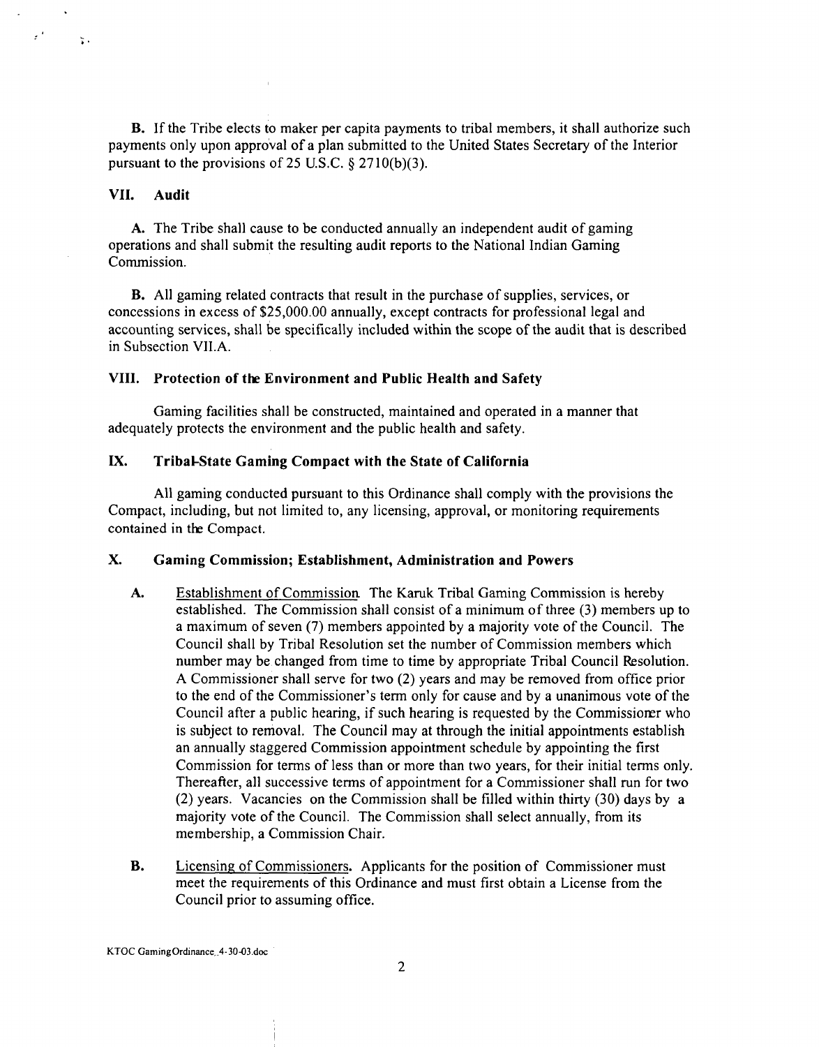**B.** If the Tribe elects to maker per capita payments to tribal members, it shall authorize such payments only upon approval of a plan submitted to the United States Secretary of the Interior pursuant to the provisions of 25 U.S.C. § 2710(b)(3).

## VII. Audit

**A.** The Tribe shall cause to be conducted annually an independent audit of gaming operations and shall submit the resulting audit reports to the National Indian Gaming Commission.

**B.** All gaming related contracts that result in the purchase of supplies, services, or concessions in excess of $25,000.00 annually, except contracts for professional legal and accounting services, shall be specifically included within the scope of the audit that is described in Subsection VII.A.

## VIII. Protection of the Environment and Public Health and Safety

Gaming facilities shall be constructed, maintained and operated in a manner that adequately protects the environment and the public health and safety.

## IX. Tribal-State Gaming Compact with the State of California

All gaming conducted pursuant to this Ordinance shall comply with the provisions the Compact, including, but not limited to, any licensing, approval, or monitoring requirements contained in the Compact.

## X. Gaming Commission; Establishment, Administration and Powers

**A.** Establishment of Commission. The Karuk Tribal Gaming Commission is hereby established. The Commission shall consist of a minimum of three (3) members up to a maximum of seven (7) members appointed by a majority vote of the Council. The Council shall by Tribal Resolution set the number of Commission members which number may be changed from time to time by appropriate Tribal Council Resolution. A Commissioner shall serve for two (2) years and may be removed from office prior to the end of the Commissioner's term only for cause and by a unanimous vote of the Council after a public hearing, if such hearing is requested by the Commissioner who is subject to removal. The Council may at through the initial appointments establish an annually staggered Commission appointment schedule by appointing the first Commission for terms of less than or more than two years, for their initial terms only. Thereafter, all successive terms of appointment for a Commissioner shall run for two (2) years. Vacancies on the Commission shall be filled within thirty (30) days by a majority vote of the Council. The Commission shall select annually, from its membership, a Commission Chair.

**B.** Licensing of Commissioners. Applicants for the position of Commissioner must meet the requirements of this Ordinance and must first obtain a License from the Council prior to assuming office.

KTOC GamingOrdinance_4-30-03.doc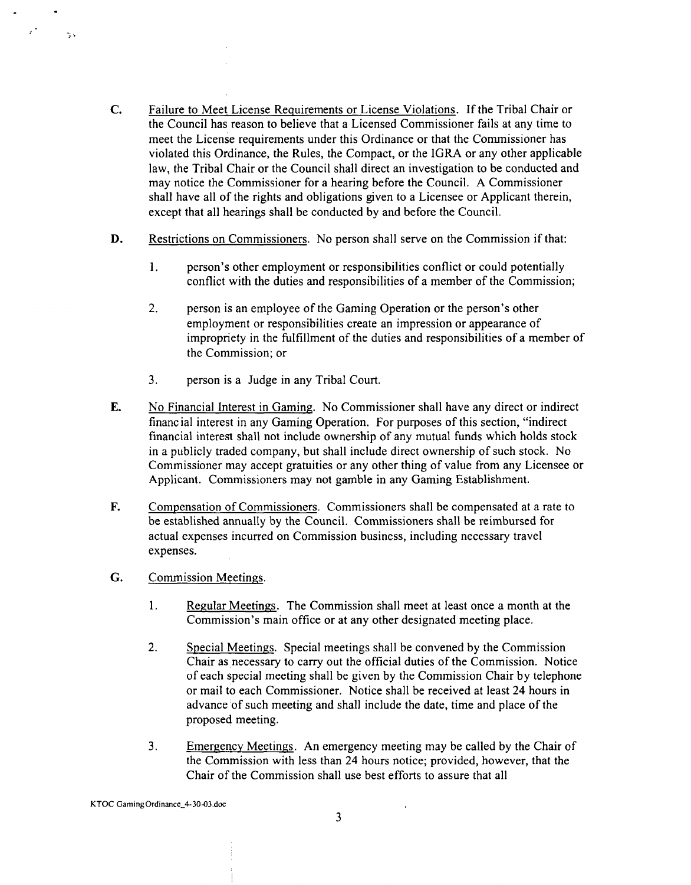C. Failure to Meet License Requirements or License Violations. If the Tribal Chair or the Council has reason to believe that a Licensed Commissioner fails at any time to meet the License requirements under this Ordinance or that the Commissioner has violated this Ordinance, the Rules, the Compact, or the IGRA or any other applicable law, the Tribal Chair or the Council shall direct an investigation to be conducted and may notice the Commissioner for a hearing before the Council. A Commissioner shall have all of the rights and obligations given to a Licensee or Applicant therein, except that all hearings shall be conducted by and before the Council.

D. Restrictions on Commissioners. No person shall serve on the Commission if that:

1. person's other employment or responsibilities conflict or could potentially conflict with the duties and responsibilities of a member of the Commission;

2. person is an employee of the Gaming Operation or the person's other employment or responsibilities create an impression or appearance of impropriety in the fulfillment of the duties and responsibilities of a member of the Commission; or

3. person is a Judge in any Tribal Court.

E. No Financial Interest in Gaming. No Commissioner shall have any direct or indirect financial interest in any Gaming Operation. For purposes of this section, "indirect financial interest shall not include ownership of any mutual funds which holds stock in a publicly traded company, but shall include direct ownership of such stock. No Commissioner may accept gratuities or any other thing of value from any Licensee or Applicant. Commissioners may not gamble in any Gaming Establishment.

F. Compensation of Commissioners. Commissioners shall be compensated at a rate to be established annually by the Council. Commissioners shall be reimbursed for actual expenses incurred on Commission business, including necessary travel expenses.

G. Commission Meetings.

1. Regular Meetings. The Commission shall meet at least once a month at the Commission's main office or at any other designated meeting place.

2. Special Meetings. Special meetings shall be convened by the Commission Chair as necessary to carry out the official duties of the Commission. Notice of each special meeting shall be given by the Commission Chair by telephone or mail to each Commissioner. Notice shall be received at least 24 hours in advance of such meeting and shall include the date, time and place of the proposed meeting.

3. Emergency Meetings. An emergency meeting may be called by the Chair of the Commission with less than 24 hours notice; provided, however, that the Chair of the Commission shall use best efforts to assure that all

KTOC Gaming Ordinance_4-30-03.doc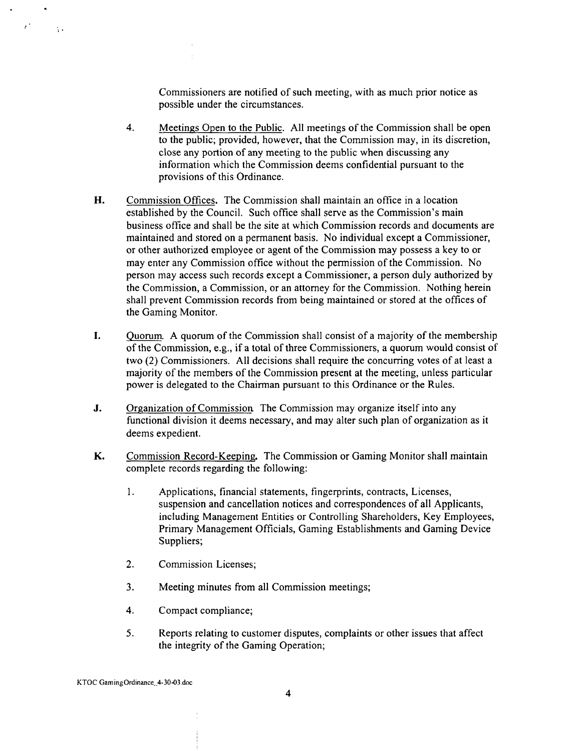Commissioners are notified of such meeting, with as much prior notice as possible under the circumstances.

4. Meetings Open to the Public. All meetings of the Commission shall be open to the public; provided, however, that the Commission may, in its discretion, close any portion of any meeting to the public when discussing any information which the Commission deems confidential pursuant to the provisions of this Ordinance.

**H.** Commission Offices. The Commission shall maintain an office in a location established by the Council. Such office shall serve as the Commission's main business office and shall be the site at which Commission records and documents are maintained and stored on a permanent basis. No individual except a Commissioner, or other authorized employee or agent of the Commission may possess a key to or may enter any Commission office without the permission of the Commission. No person may access such records except a Commissioner, a person duly authorized by the Commission, a Commission, or an attorney for the Commission. Nothing herein shall prevent Commission records from being maintained or stored at the offices of the Gaming Monitor.

**I.** Quorum. A quorum of the Commission shall consist of a majority of the membership of the Commission, e.g., if a total of three Commissioners, a quorum would consist of two (2) Commissioners. All decisions shall require the concurring votes of at least a majority of the members of the Commission present at the meeting, unless particular power is delegated to the Chairman pursuant to this Ordinance or the Rules.

**J.** Organization of Commission. The Commission may organize itself into any functional division it deems necessary, and may alter such plan of organization as it deems expedient.

**K.** Commission Record-Keeping. The Commission or Gaming Monitor shall maintain complete records regarding the following:

1. Applications, financial statements, fingerprints, contracts, Licenses, suspension and cancellation notices and correspondences of all Applicants, including Management Entities or Controlling Shareholders, Key Employees, Primary Management Officials, Gaming Establishments and Gaming Device Suppliers;

2. Commission Licenses;

3. Meeting minutes from all Commission meetings;

4. Compact compliance;

5. Reports relating to customer disputes, complaints or other issues that affect the integrity of the Gaming Operation;

KTOC GamingOrdinance_4-30-03.doc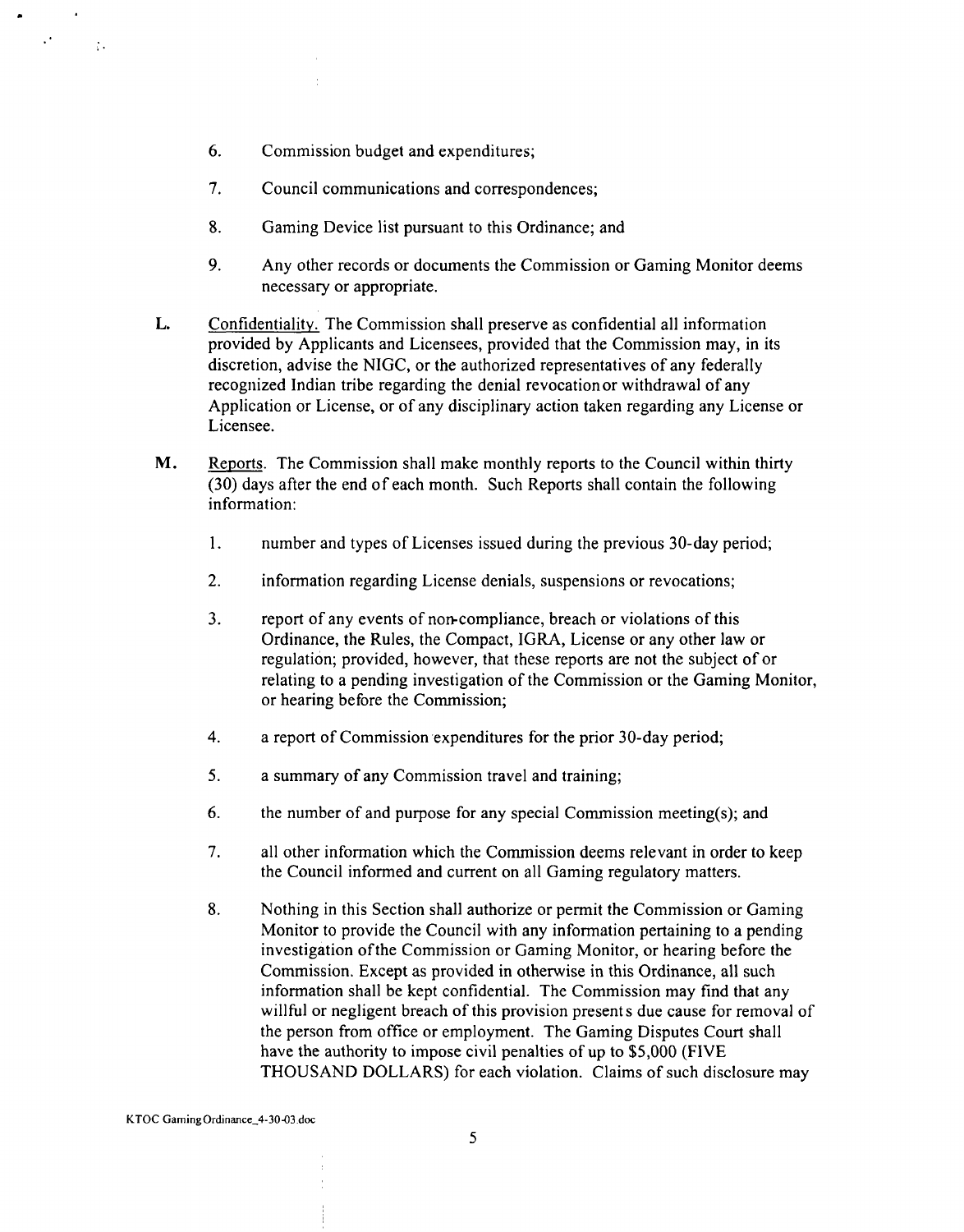6. Commission budget and expenditures;

7. Council communications and correspondences;

8. Gaming Device list pursuant to this Ordinance; and

9. Any other records or documents the Commission or Gaming Monitor deems necessary or appropriate.

**L.** Confidentiality. The Commission shall preserve as confidential all information provided by Applicants and Licensees, provided that the Commission may, in its discretion, advise the NIGC, or the authorized representatives of any federally recognized Indian tribe regarding the denial revocation or withdrawal of any Application or License, or of any disciplinary action taken regarding any License or Licensee.

**M.** Reports. The Commission shall make monthly reports to the Council within thirty (30) days after the end of each month. Such Reports shall contain the following information:

1. number and types of Licenses issued during the previous 30-day period;

2. information regarding License denials, suspensions or revocations;

3. report of any events of non-compliance, breach or violations of this Ordinance, the Rules, the Compact, IGRA, License or any other law or regulation; provided, however, that these reports are not the subject of or relating to a pending investigation of the Commission or the Gaming Monitor, or hearing before the Commission;

4. a report of Commission expenditures for the prior 30-day period;

5. a summary of any Commission travel and training;

6. the number of and purpose for any special Commission meeting(s); and

7. all other information which the Commission deems relevant in order to keep the Council informed and current on all Gaming regulatory matters.

8. Nothing in this Section shall authorize or permit the Commission or Gaming Monitor to provide the Council with any information pertaining to a pending investigation of the Commission or Gaming Monitor, or hearing before the Commission. Except as provided in otherwise in this Ordinance, all such information shall be kept confidential. The Commission may find that any willful or negligent breach of this provision presents due cause for removal of the person from office or employment. The Gaming Disputes Court shall have the authority to impose civil penalties of up to $5,000 (FIVE THOUSAND DOLLARS) for each violation. Claims of such disclosure may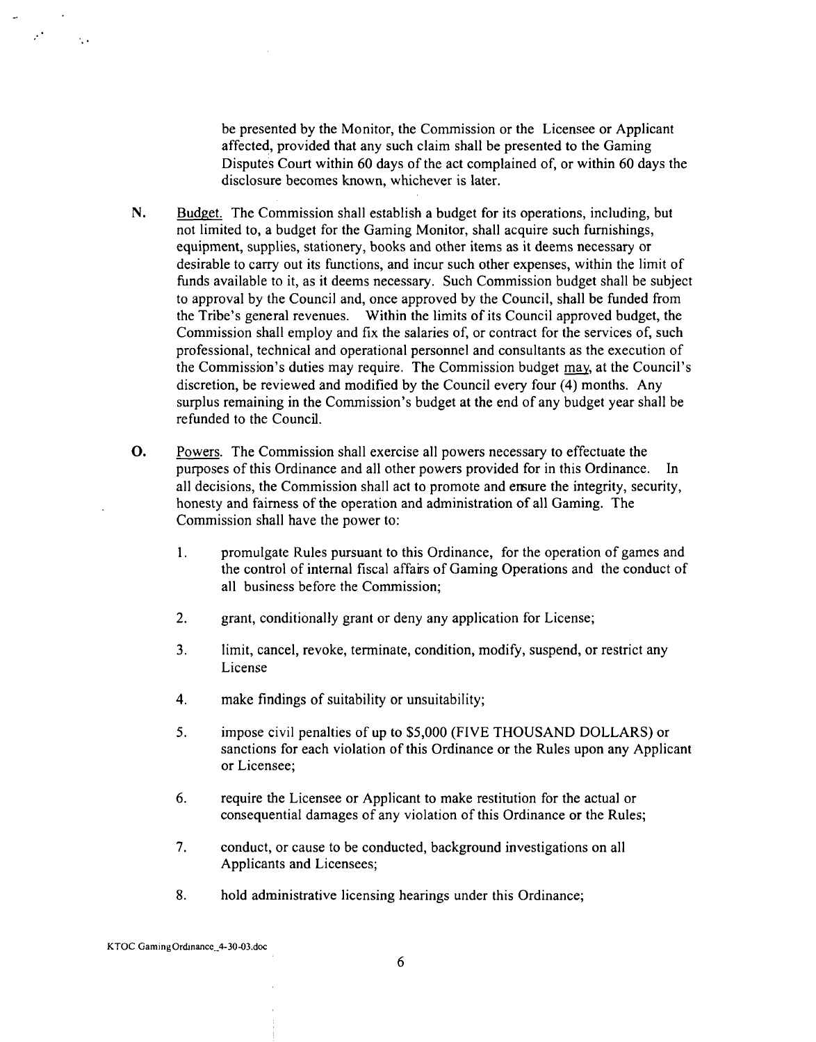be presented by the Monitor, the Commission or the Licensee or Applicant affected, provided that any such claim shall be presented to the Gaming Disputes Court within 60 days of the act complained of, or within 60 days the disclosure becomes known, whichever is later.

**N.** Budget. The Commission shall establish a budget for its operations, including, but not limited to, a budget for the Gaming Monitor, shall acquire such furnishings, equipment, supplies, stationery, books and other items as it deems necessary or desirable to carry out its functions, and incur such other expenses, within the limit of funds available to it, as it deems necessary. Such Commission budget shall be subject to approval by the Council and, once approved by the Council, shall be funded from the Tribe's general revenues. Within the limits of its Council approved budget, the Commission shall employ and fix the salaries of, or contract for the services of, such professional, technical and operational personnel and consultants as the execution of the Commission's duties may require. The Commission budget may, at the Council's discretion, be reviewed and modified by the Council every four (4) months. Any surplus remaining in the Commission's budget at the end of any budget year shall be refunded to the Council.

**O.** Powers. The Commission shall exercise all powers necessary to effectuate the purposes of this Ordinance and all other powers provided for in this Ordinance. In all decisions, the Commission shall act to promote and ensure the integrity, security, honesty and fairness of the operation and administration of all Gaming. The Commission shall have the power to:

1. promulgate Rules pursuant to this Ordinance, for the operation of games and the control of internal fiscal affairs of Gaming Operations and the conduct of all business before the Commission;

2. grant, conditionally grant or deny any application for License;

3. limit, cancel, revoke, terminate, condition, modify, suspend, or restrict any License

4. make findings of suitability or unsuitability;

5. impose civil penalties of up to $5,000 (FIVE THOUSAND DOLLARS) or sanctions for each violation of this Ordinance or the Rules upon any Applicant or Licensee;

6. require the Licensee or Applicant to make restitution for the actual or consequential damages of any violation of this Ordinance or the Rules;

7. conduct, or cause to be conducted, background investigations on all Applicants and Licensees;

8. hold administrative licensing hearings under this Ordinance;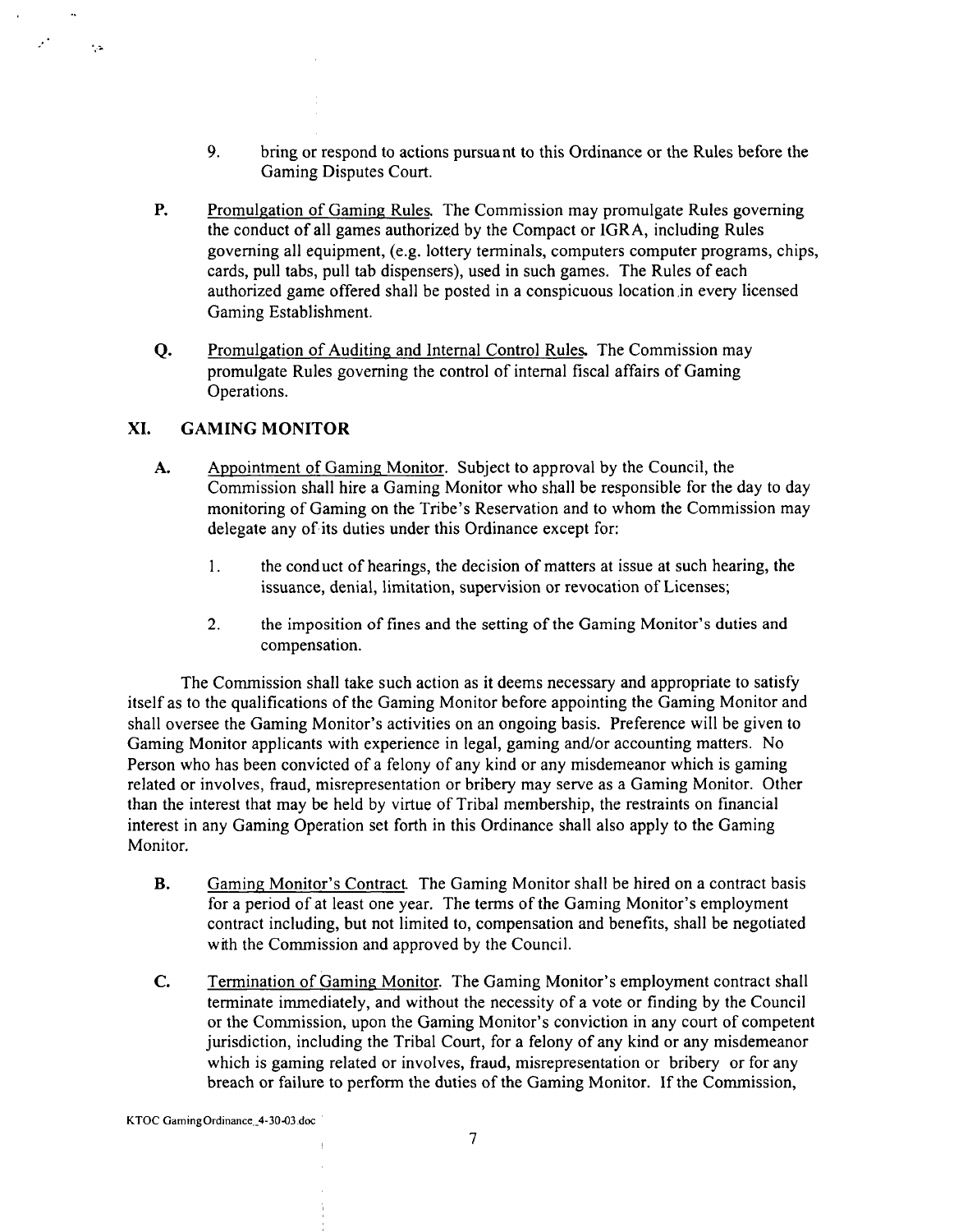9. bring or respond to actions pursuant to this Ordinance or the Rules before the Gaming Disputes Court.

**P.** Promulgation of Gaming Rules. The Commission may promulgate Rules governing the conduct of all games authorized by the Compact or IGRA, including Rules governing all equipment, (e.g. lottery terminals, computers computer programs, chips, cards, pull tabs, pull tab dispensers), used in such games. The Rules of each authorized game offered shall be posted in a conspicuous location in every licensed Gaming Establishment.

**Q.** Promulgation of Auditing and Internal Control Rules. The Commission may promulgate Rules governing the control of internal fiscal affairs of Gaming Operations.

## XI. GAMING MONITOR

**A.** Appointment of Gaming Monitor. Subject to approval by the Council, the Commission shall hire a Gaming Monitor who shall be responsible for the day to day monitoring of Gaming on the Tribe's Reservation and to whom the Commission may delegate any of its duties under this Ordinance except for:

1. the conduct of hearings, the decision of matters at issue at such hearing, the issuance, denial, limitation, supervision or revocation of Licenses;

2. the imposition of fines and the setting of the Gaming Monitor's duties and compensation.

The Commission shall take such action as it deems necessary and appropriate to satisfy itself as to the qualifications of the Gaming Monitor before appointing the Gaming Monitor and shall oversee the Gaming Monitor's activities on an ongoing basis. Preference will be given to Gaming Monitor applicants with experience in legal, gaming and/or accounting matters. No Person who has been convicted of a felony of any kind or any misdemeanor which is gaming related or involves, fraud, misrepresentation or bribery may serve as a Gaming Monitor. Other than the interest that may be held by virtue of Tribal membership, the restraints on financial interest in any Gaming Operation set forth in this Ordinance shall also apply to the Gaming Monitor.

**B.** Gaming Monitor's Contract. The Gaming Monitor shall be hired on a contract basis for a period of at least one year. The terms of the Gaming Monitor's employment contract including, but not limited to, compensation and benefits, shall be negotiated with the Commission and approved by the Council.

**C.** Termination of Gaming Monitor. The Gaming Monitor's employment contract shall terminate immediately, and without the necessity of a vote or finding by the Council or the Commission, upon the Gaming Monitor's conviction in any court of competent jurisdiction, including the Tribal Court, for a felony of any kind or any misdemeanor which is gaming related or involves, fraud, misrepresentation or bribery or for any breach or failure to perform the duties of the Gaming Monitor. If the Commission,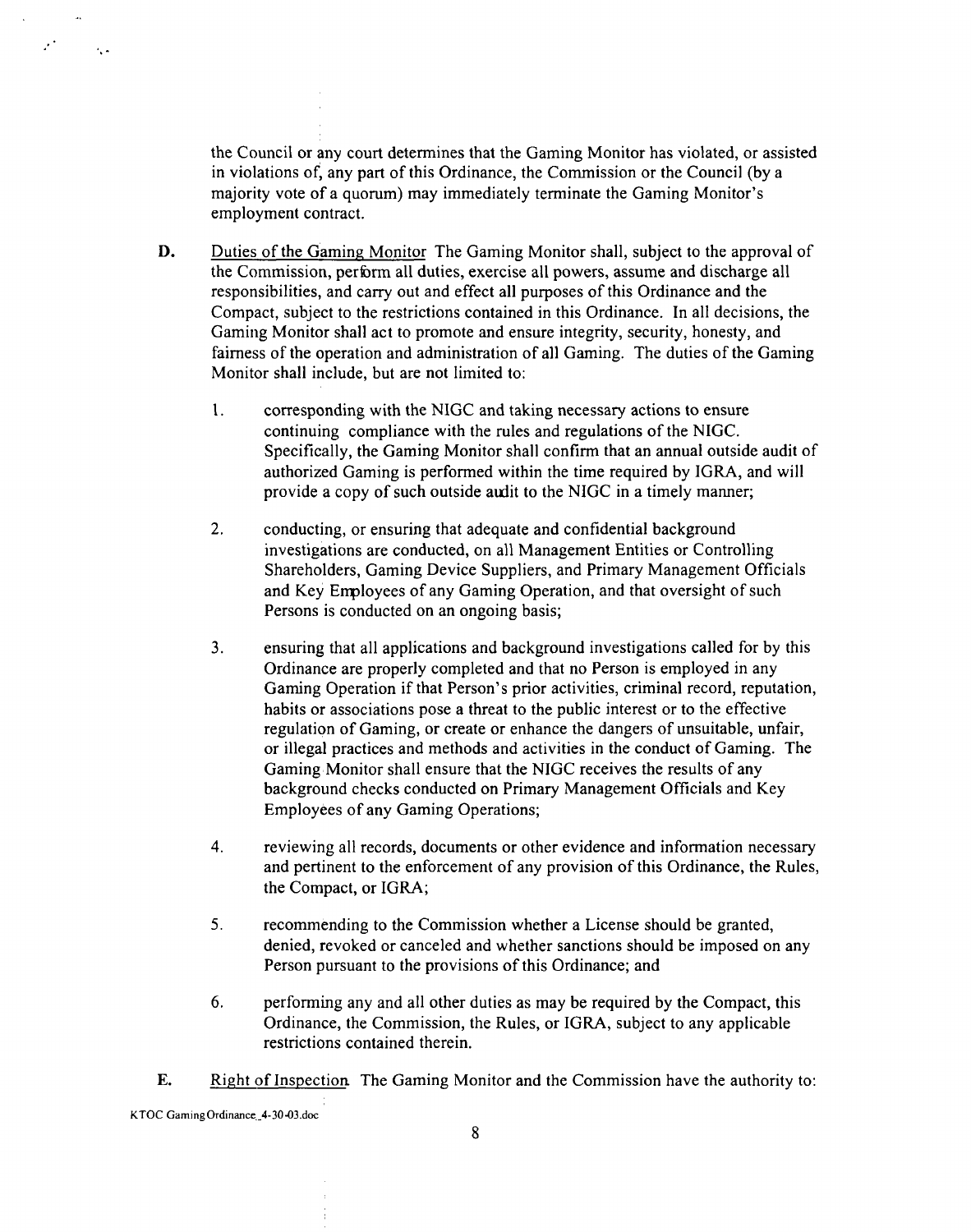the Council or any court determines that the Gaming Monitor has violated, or assisted in violations of, any part of this Ordinance, the Commission or the Council (by a majority vote of a quorum) may immediately terminate the Gaming Monitor's employment contract.

**D.** Duties of the Gaming Monitor The Gaming Monitor shall, subject to the approval of the Commission, perform all duties, exercise all powers, assume and discharge all responsibilities, and carry out and effect all purposes of this Ordinance and the Compact, subject to the restrictions contained in this Ordinance. In all decisions, the Gaming Monitor shall act to promote and ensure integrity, security, honesty, and fairness of the operation and administration of all Gaming. The duties of the Gaming Monitor shall include, but are not limited to:

1. corresponding with the NIGC and taking necessary actions to ensure continuing compliance with the rules and regulations of the NIGC. Specifically, the Gaming Monitor shall confirm that an annual outside audit of authorized Gaming is performed within the time required by IGRA, and will provide a copy of such outside audit to the NIGC in a timely manner;

2. conducting, or ensuring that adequate and confidential background investigations are conducted, on all Management Entities or Controlling Shareholders, Gaming Device Suppliers, and Primary Management Officials and Key Employees of any Gaming Operation, and that oversight of such Persons is conducted on an ongoing basis;

3. ensuring that all applications and background investigations called for by this Ordinance are properly completed and that no Person is employed in any Gaming Operation if that Person's prior activities, criminal record, reputation, habits or associations pose a threat to the public interest or to the effective regulation of Gaming, or create or enhance the dangers of unsuitable, unfair, or illegal practices and methods and activities in the conduct of Gaming. The Gaming Monitor shall ensure that the NIGC receives the results of any background checks conducted on Primary Management Officials and Key Employees of any Gaming Operations;

4. reviewing all records, documents or other evidence and information necessary and pertinent to the enforcement of any provision of this Ordinance, the Rules, the Compact, or IGRA;

5. recommending to the Commission whether a License should be granted, denied, revoked or canceled and whether sanctions should be imposed on any Person pursuant to the provisions of this Ordinance; and

6. performing any and all other duties as may be required by the Compact, this Ordinance, the Commission, the Rules, or IGRA, subject to any applicable restrictions contained therein.

**E.** Right of Inspection The Gaming Monitor and the Commission have the authority to: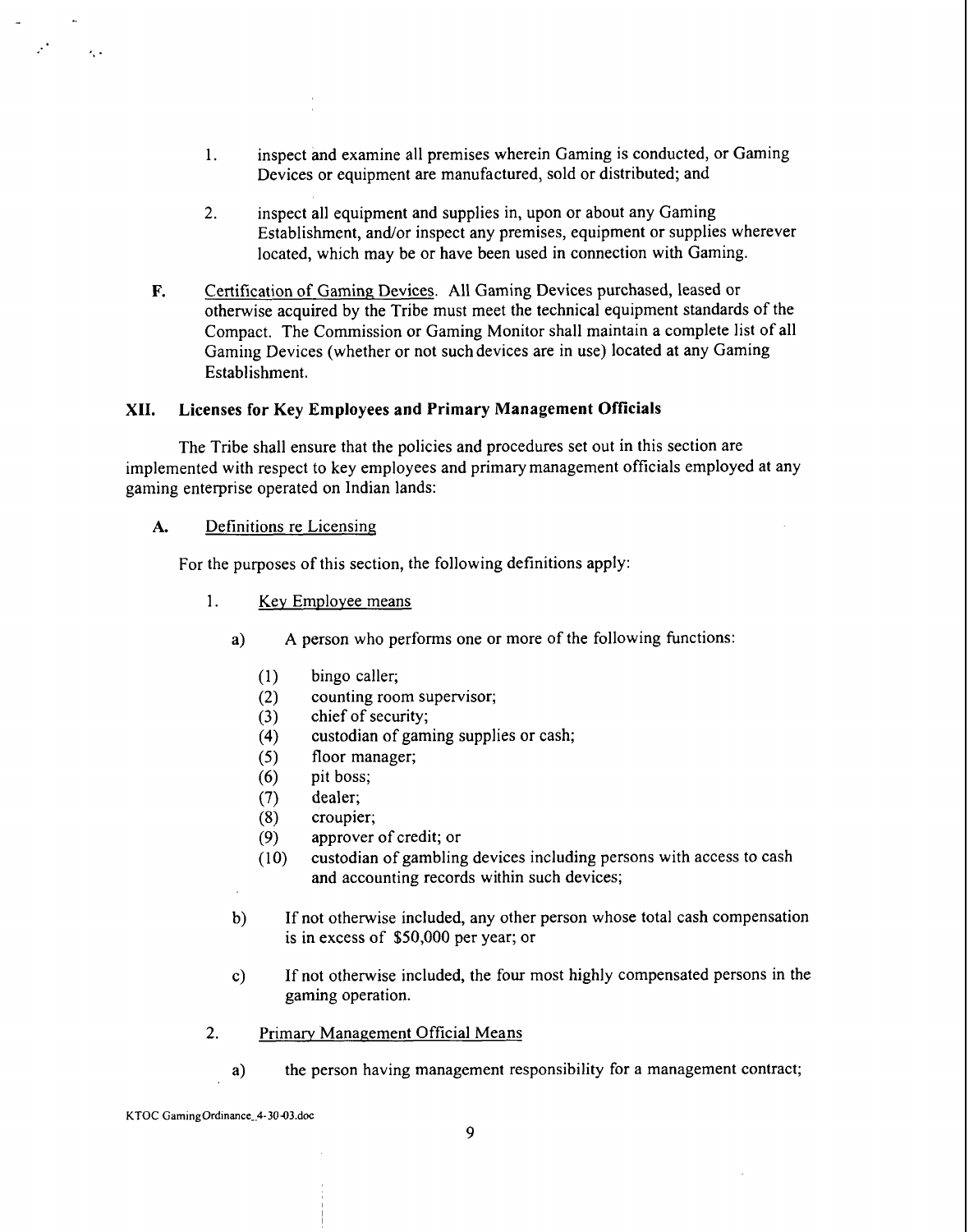1. inspect and examine all premises wherein Gaming is conducted, or Gaming Devices or equipment are manufactured, sold or distributed; and

2. inspect all equipment and supplies in, upon or about any Gaming Establishment, and/or inspect any premises, equipment or supplies wherever located, which may be or have been used in connection with Gaming.

**F.** Certification of Gaming Devices. All Gaming Devices purchased, leased or otherwise acquired by the Tribe must meet the technical equipment standards of the Compact. The Commission or Gaming Monitor shall maintain a complete list of all Gaming Devices (whether or not such devices are in use) located at any Gaming Establishment.

## XII. Licenses for Key Employees and Primary Management Officials

The Tribe shall ensure that the policies and procedures set out in this section are implemented with respect to key employees and primary management officials employed at any gaming enterprise operated on Indian lands:

**A.** Definitions re Licensing

For the purposes of this section, the following definitions apply:

1. Key Employee means

   a) A person who performs one or more of the following functions:

      (1) bingo caller;
      (2) counting room supervisor;
      (3) chief of security;
      (4) custodian of gaming supplies or cash;
      (5) floor manager;
      (6) pit boss;
      (7) dealer;
      (8) croupier;
      (9) approver of credit; or
      (10) custodian of gambling devices including persons with access to cash and accounting records within such devices;

   b) If not otherwise included, any other person whose total cash compensation is in excess of $50,000 per year; or

   c) If not otherwise included, the four most highly compensated persons in the gaming operation.

2. Primary Management Official Means

   a) the person having management responsibility for a management contract;

KTOC GamingOrdinance_4-30-03.doc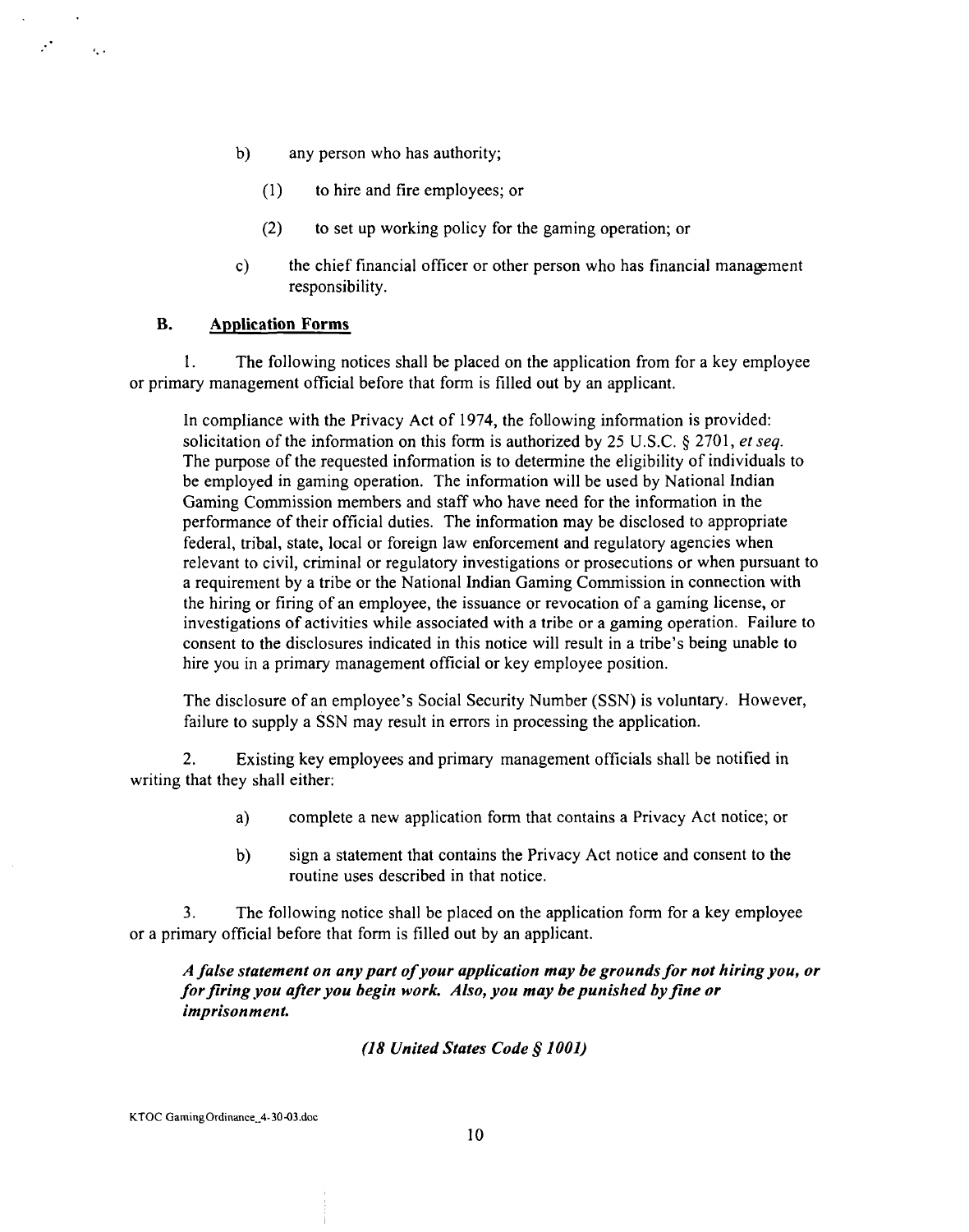b) any person who has authority;

(1) to hire and fire employees; or

(2) to set up working policy for the gaming operation; or

c) the chief financial officer or other person who has financial management responsibility.

### B. Application Forms

1. The following notices shall be placed on the application from for a key employee or primary management official before that form is filled out by an applicant.

In compliance with the Privacy Act of 1974, the following information is provided: solicitation of the information on this form is authorized by 25 U.S.C. § 2701, *et seq.* The purpose of the requested information is to determine the eligibility of individuals to be employed in gaming operation. The information will be used by National Indian Gaming Commission members and staff who have need for the information in the performance of their official duties. The information may be disclosed to appropriate federal, tribal, state, local or foreign law enforcement and regulatory agencies when relevant to civil, criminal or regulatory investigations or prosecutions or when pursuant to a requirement by a tribe or the National Indian Gaming Commission in connection with the hiring or firing of an employee, the issuance or revocation of a gaming license, or investigations of activities while associated with a tribe or a gaming operation. Failure to consent to the disclosures indicated in this notice will result in a tribe's being unable to hire you in a primary management official or key employee position.

The disclosure of an employee's Social Security Number (SSN) is voluntary. However, failure to supply a SSN may result in errors in processing the application.

2. Existing key employees and primary management officials shall be notified in writing that they shall either:

a) complete a new application form that contains a Privacy Act notice; or

b) sign a statement that contains the Privacy Act notice and consent to the routine uses described in that notice.

3. The following notice shall be placed on the application form for a key employee or a primary official before that form is filled out by an applicant.

***A false statement on any part of your application may be grounds for not hiring you, or for firing you after you begin work. Also, you may be punished by fine or imprisonment.***

***(18 United States Code § 1001)***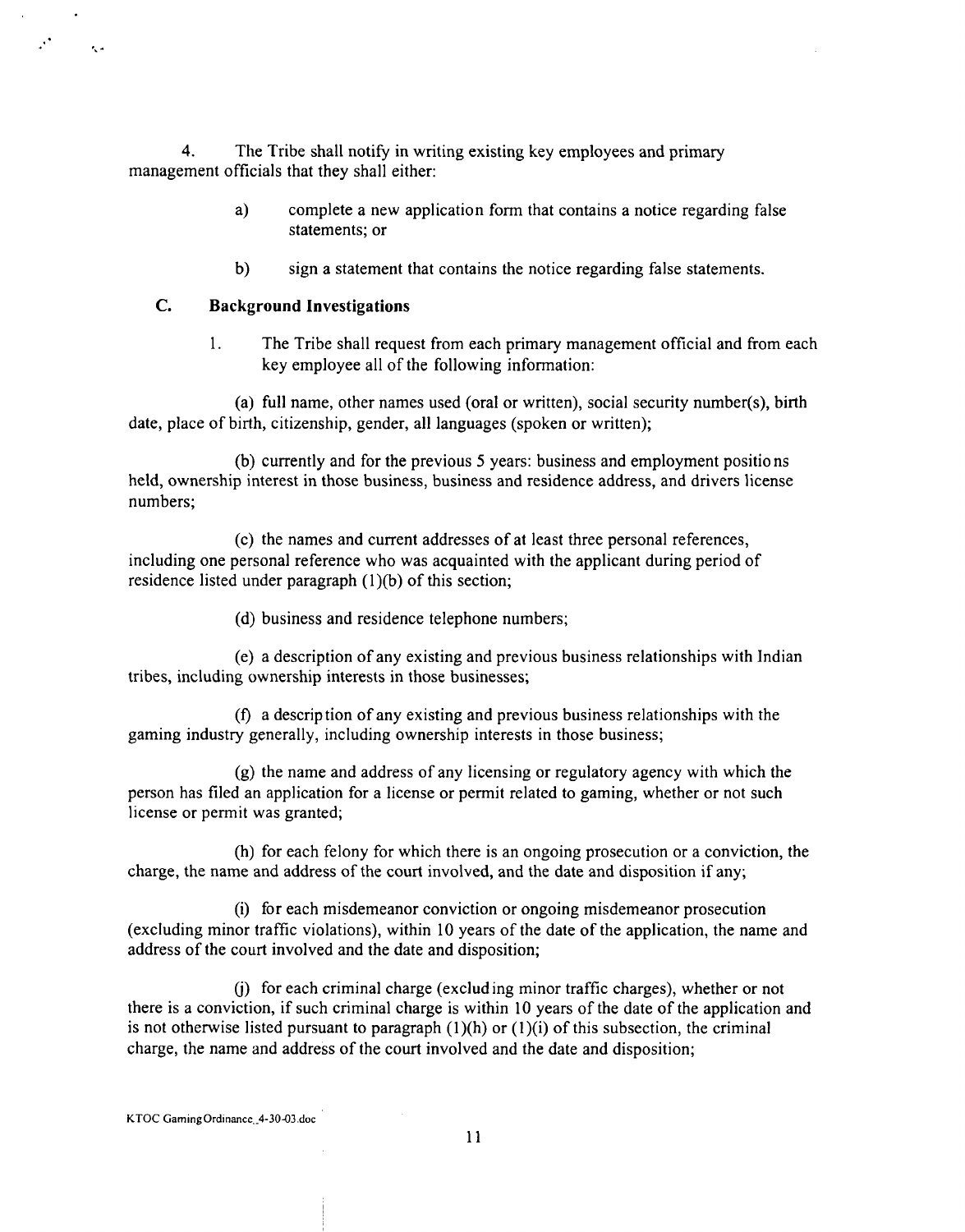4. The Tribe shall notify in writing existing key employees and primary management officials that they shall either:

a) complete a new application form that contains a notice regarding false statements; or

b) sign a statement that contains the notice regarding false statements.

### C. Background Investigations

1. The Tribe shall request from each primary management official and from each key employee all of the following information:

(a) full name, other names used (oral or written), social security number(s), birth date, place of birth, citizenship, gender, all languages (spoken or written);

(b) currently and for the previous 5 years: business and employment positions held, ownership interest in those business, business and residence address, and drivers license numbers;

(c) the names and current addresses of at least three personal references, including one personal reference who was acquainted with the applicant during period of residence listed under paragraph (1)(b) of this section;

(d) business and residence telephone numbers;

(e) a description of any existing and previous business relationships with Indian tribes, including ownership interests in those businesses;

(f) a description of any existing and previous business relationships with the gaming industry generally, including ownership interests in those business;

(g) the name and address of any licensing or regulatory agency with which the person has filed an application for a license or permit related to gaming, whether or not such license or permit was granted;

(h) for each felony for which there is an ongoing prosecution or a conviction, the charge, the name and address of the court involved, and the date and disposition if any;

(i) for each misdemeanor conviction or ongoing misdemeanor prosecution (excluding minor traffic violations), within 10 years of the date of the application, the name and address of the court involved and the date and disposition;

(j) for each criminal charge (excluding minor traffic charges), whether or not there is a conviction, if such criminal charge is within 10 years of the date of the application and is not otherwise listed pursuant to paragraph (1)(h) or (1)(i) of this subsection, the criminal charge, the name and address of the court involved and the date and disposition;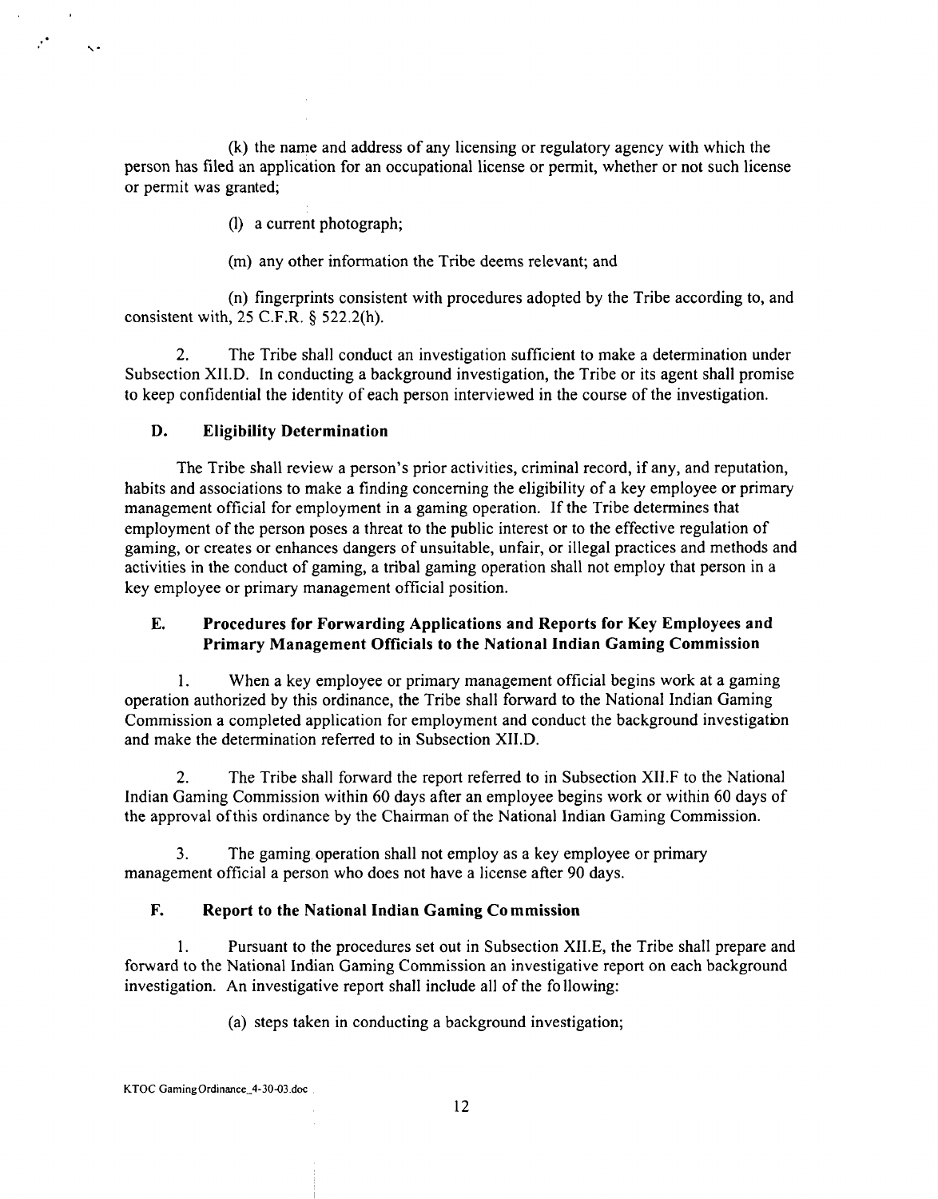(k) the name and address of any licensing or regulatory agency with which the person has filed an application for an occupational license or permit, whether or not such license or permit was granted;

(l) a current photograph;

(m) any other information the Tribe deems relevant; and

(n) fingerprints consistent with procedures adopted by the Tribe according to, and consistent with, 25 C.F.R. § 522.2(h).

2. The Tribe shall conduct an investigation sufficient to make a determination under Subsection XII.D. In conducting a background investigation, the Tribe or its agent shall promise to keep confidential the identity of each person interviewed in the course of the investigation.

### D. Eligibility Determination

The Tribe shall review a person's prior activities, criminal record, if any, and reputation, habits and associations to make a finding concerning the eligibility of a key employee or primary management official for employment in a gaming operation. If the Tribe determines that employment of the person poses a threat to the public interest or to the effective regulation of gaming, or creates or enhances dangers of unsuitable, unfair, or illegal practices and methods and activities in the conduct of gaming, a tribal gaming operation shall not employ that person in a key employee or primary management official position.

### E. Procedures for Forwarding Applications and Reports for Key Employees and Primary Management Officials to the National Indian Gaming Commission

1. When a key employee or primary management official begins work at a gaming operation authorized by this ordinance, the Tribe shall forward to the National Indian Gaming Commission a completed application for employment and conduct the background investigation and make the determination referred to in Subsection XII.D.

2. The Tribe shall forward the report referred to in Subsection XII.F to the National Indian Gaming Commission within 60 days after an employee begins work or within 60 days of the approval of this ordinance by the Chairman of the National Indian Gaming Commission.

3. The gaming operation shall not employ as a key employee or primary management official a person who does not have a license after 90 days.

### F. Report to the National Indian Gaming Commission

1. Pursuant to the procedures set out in Subsection XII.E, the Tribe shall prepare and forward to the National Indian Gaming Commission an investigative report on each background investigation. An investigative report shall include all of the following:

(a) steps taken in conducting a background investigation;

KTOC Gaming Ordinance_4-30-03.doc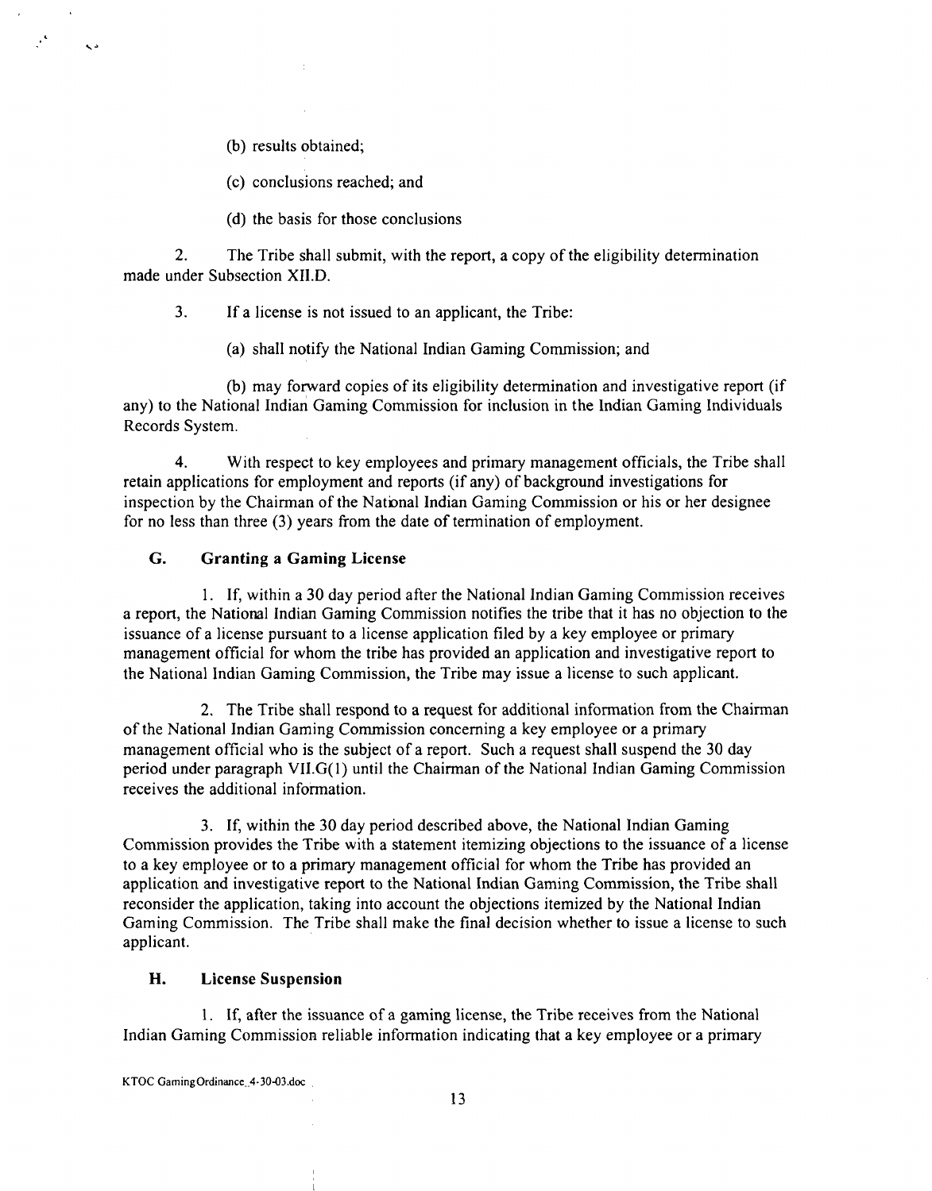(b) results obtained;

(c) conclusions reached; and

(d) the basis for those conclusions

2. The Tribe shall submit, with the report, a copy of the eligibility determination made under Subsection XII.D.

3. If a license is not issued to an applicant, the Tribe:

(a) shall notify the National Indian Gaming Commission; and

(b) may forward copies of its eligibility determination and investigative report (if any) to the National Indian Gaming Commission for inclusion in the Indian Gaming Individuals Records System.

4. With respect to key employees and primary management officials, the Tribe shall retain applications for employment and reports (if any) of background investigations for inspection by the Chairman of the National Indian Gaming Commission or his or her designee for no less than three (3) years from the date of termination of employment.

### G. Granting a Gaming License

1. If, within a 30 day period after the National Indian Gaming Commission receives a report, the National Indian Gaming Commission notifies the tribe that it has no objection to the issuance of a license pursuant to a license application filed by a key employee or primary management official for whom the tribe has provided an application and investigative report to the National Indian Gaming Commission, the Tribe may issue a license to such applicant.

2. The Tribe shall respond to a request for additional information from the Chairman of the National Indian Gaming Commission concerning a key employee or a primary management official who is the subject of a report. Such a request shall suspend the 30 day period under paragraph VII.G(1) until the Chairman of the National Indian Gaming Commission receives the additional information.

3. If, within the 30 day period described above, the National Indian Gaming Commission provides the Tribe with a statement itemizing objections to the issuance of a license to a key employee or to a primary management official for whom the Tribe has provided an application and investigative report to the National Indian Gaming Commission, the Tribe shall reconsider the application, taking into account the objections itemized by the National Indian Gaming Commission. The Tribe shall make the final decision whether to issue a license to such applicant.

### H. License Suspension

1. If, after the issuance of a gaming license, the Tribe receives from the National Indian Gaming Commission reliable information indicating that a key employee or a primary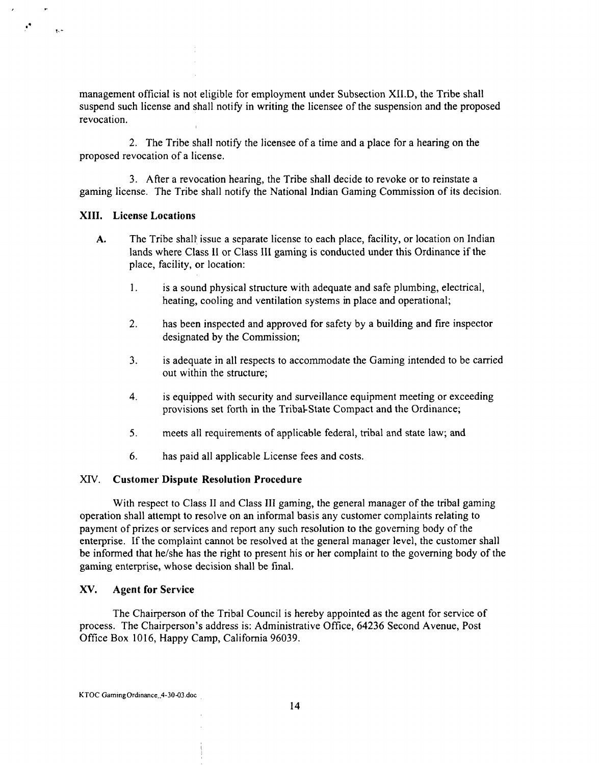management official is not eligible for employment under Subsection XII.D, the Tribe shall suspend such license and shall notify in writing the licensee of the suspension and the proposed revocation.

2. The Tribe shall notify the licensee of a time and a place for a hearing on the proposed revocation of a license.

3. After a revocation hearing, the Tribe shall decide to revoke or to reinstate a gaming license. The Tribe shall notify the National Indian Gaming Commission of its decision.

## XIII. License Locations

**A.** The Tribe shall issue a separate license to each place, facility, or location on Indian lands where Class II or Class III gaming is conducted under this Ordinance if the place, facility, or location:

1. is a sound physical structure with adequate and safe plumbing, electrical, heating, cooling and ventilation systems in place and operational;

2. has been inspected and approved for safety by a building and fire inspector designated by the Commission;

3. is adequate in all respects to accommodate the Gaming intended to be carried out within the structure;

4. is equipped with security and surveillance equipment meeting or exceeding provisions set forth in the Tribal-State Compact and the Ordinance;

5. meets all requirements of applicable federal, tribal and state law; and

6. has paid all applicable License fees and costs.

## XIV. Customer Dispute Resolution Procedure

With respect to Class II and Class III gaming, the general manager of the tribal gaming operation shall attempt to resolve on an informal basis any customer complaints relating to payment of prizes or services and report any such resolution to the governing body of the enterprise. If the complaint cannot be resolved at the general manager level, the customer shall be informed that he/she has the right to present his or her complaint to the governing body of the gaming enterprise, whose decision shall be final.

## XV. Agent for Service

The Chairperson of the Tribal Council is hereby appointed as the agent for service of process. The Chairperson's address is: Administrative Office, 64236 Second Avenue, Post Office Box 1016, Happy Camp, California 96039.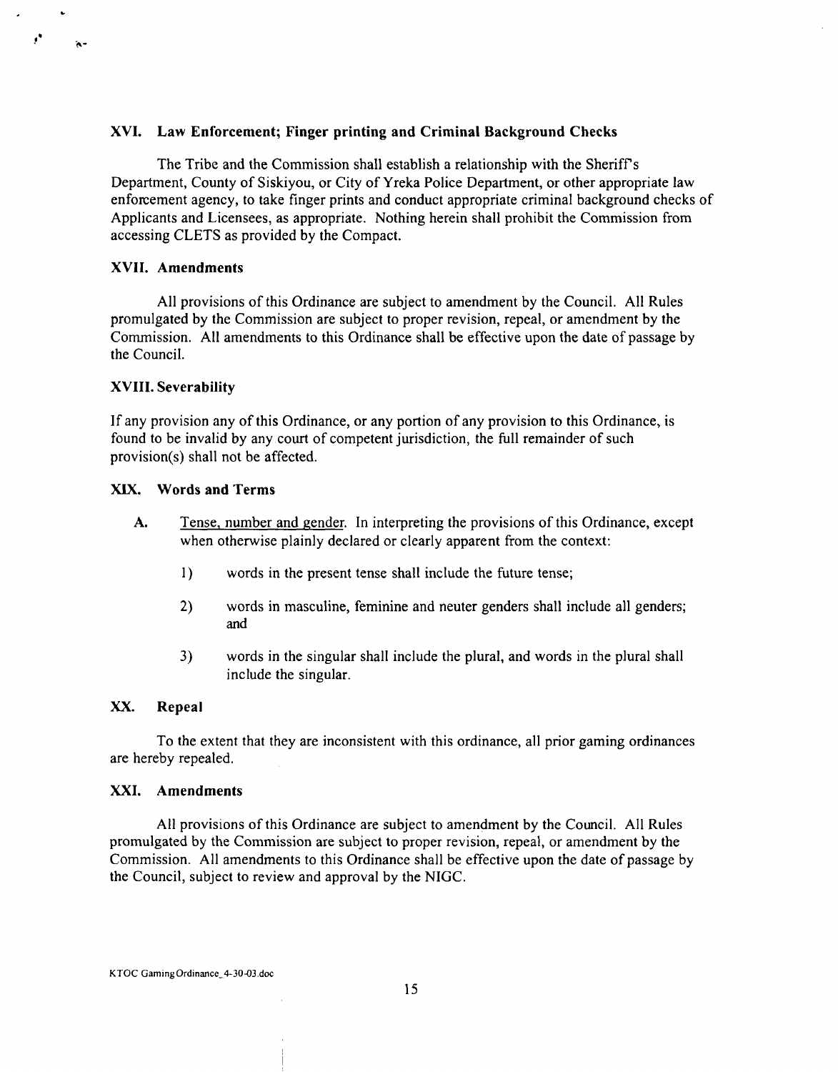## XVI. Law Enforcement; Finger printing and Criminal Background Checks

The Tribe and the Commission shall establish a relationship with the Sheriff's Department, County of Siskiyou, or City of Yreka Police Department, or other appropriate law enforcement agency, to take finger prints and conduct appropriate criminal background checks of Applicants and Licensees, as appropriate. Nothing herein shall prohibit the Commission from accessing CLETS as provided by the Compact.

## XVII. Amendments

All provisions of this Ordinance are subject to amendment by the Council. All Rules promulgated by the Commission are subject to proper revision, repeal, or amendment by the Commission. All amendments to this Ordinance shall be effective upon the date of passage by the Council.

## XVIII. Severability

If any provision any of this Ordinance, or any portion of any provision to this Ordinance, is found to be invalid by any court of competent jurisdiction, the full remainder of such provision(s) shall not be affected.

## XIX. Words and Terms

A. Tense, number and gender. In interpreting the provisions of this Ordinance, except when otherwise plainly declared or clearly apparent from the context:

1) words in the present tense shall include the future tense;

2) words in masculine, feminine and neuter genders shall include all genders; and

3) words in the singular shall include the plural, and words in the plural shall include the singular.

## XX. Repeal

To the extent that they are inconsistent with this ordinance, all prior gaming ordinances are hereby repealed.

## XXI. Amendments

All provisions of this Ordinance are subject to amendment by the Council. All Rules promulgated by the Commission are subject to proper revision, repeal, or amendment by the Commission. All amendments to this Ordinance shall be effective upon the date of passage by the Council, subject to review and approval by the NIGC.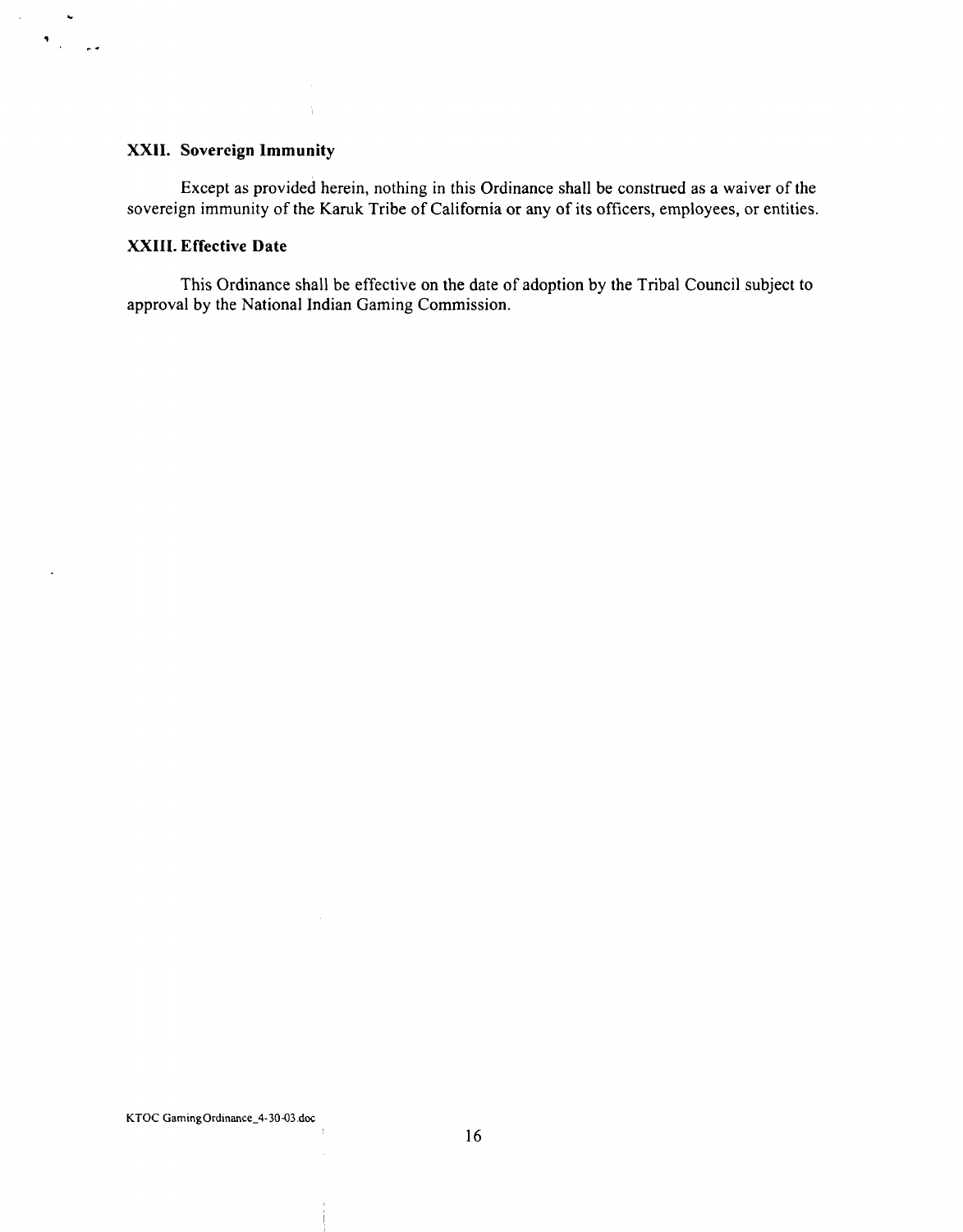## XXII. Sovereign Immunity

Except as provided herein, nothing in this Ordinance shall be construed as a waiver of the sovereign immunity of the Karuk Tribe of California or any of its officers, employees, or entities.

## XXIII. Effective Date

This Ordinance shall be effective on the date of adoption by the Tribal Council subject to approval by the National Indian Gaming Commission.